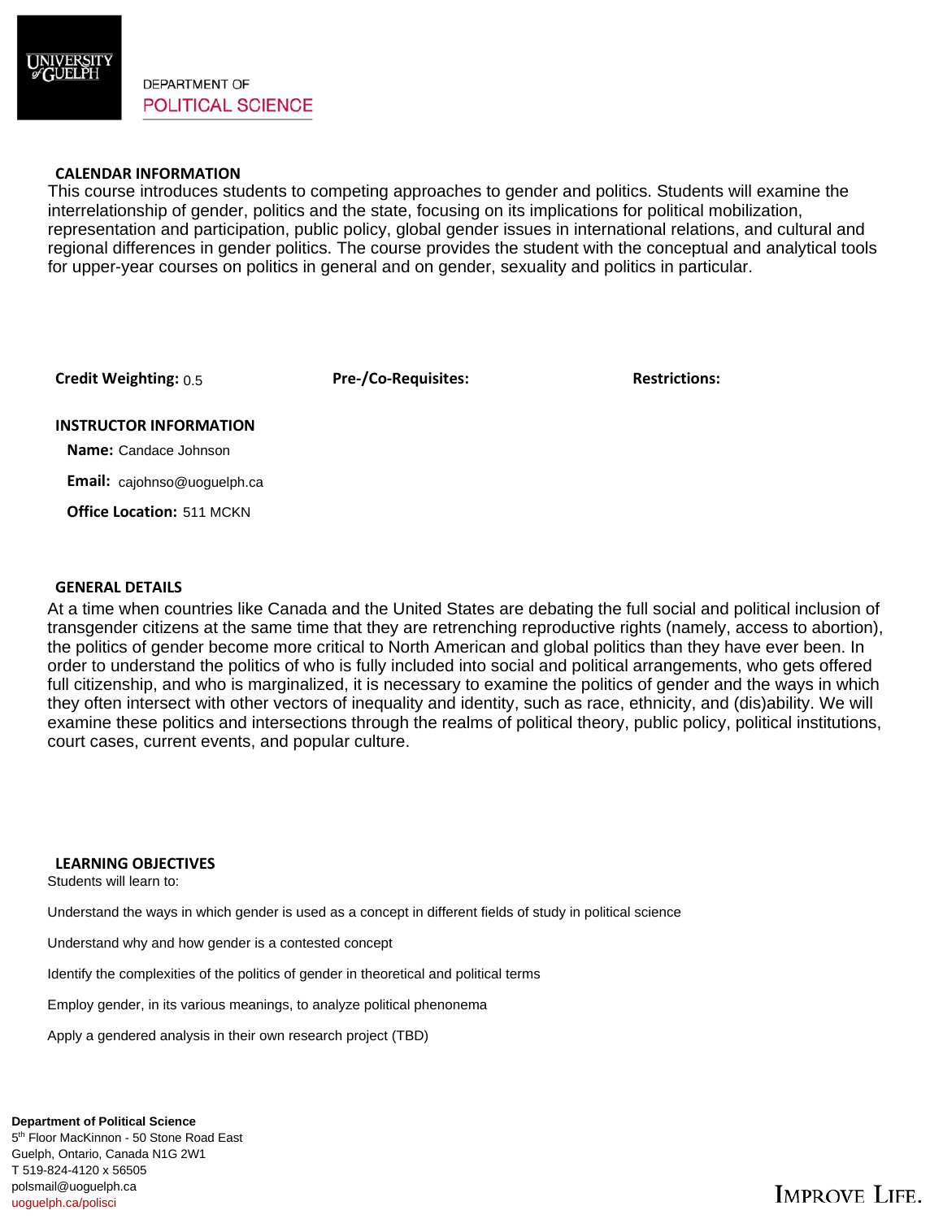DEPARTMENT OF
POLITICAL SCIENCE

## CALENDAR INFORMATION

This course introduces students to competing approaches to gender and politics. Students will examine the interrelationship of gender, politics and the state, focusing on its implications for political mobilization, representation and participation, public policy, global gender issues in international relations, and cultural and regional differences in gender politics. The course provides the student with the conceptual and analytical tools for upper-year courses on politics in general and on gender, sexuality and politics in particular.

**Credit Weighting:** 0.5

**Pre-/Co-Requisites:**

**Restrictions:**

## INSTRUCTOR INFORMATION

**Name:** Candace Johnson

**Email:** cajohnso@uoguelph.ca

**Office Location:** 511 MCKN

## GENERAL DETAILS

At a time when countries like Canada and the United States are debating the full social and political inclusion of transgender citizens at the same time that they are retrenching reproductive rights (namely, access to abortion), the politics of gender become more critical to North American and global politics than they have ever been. In order to understand the politics of who is fully included into social and political arrangements, who gets offered full citizenship, and who is marginalized, it is necessary to examine the politics of gender and the ways in which they often intersect with other vectors of inequality and identity, such as race, ethnicity, and (dis)ability. We will examine these politics and intersections through the realms of political theory, public policy, political institutions, court cases, current events, and popular culture.

## LEARNING OBJECTIVES

Students will learn to:

Understand the ways in which gender is used as a concept in different fields of study in political science

Understand why and how gender is a contested concept

Identify the complexities of the politics of gender in theoretical and political terms

Employ gender, in its various meanings, to analyze political phenomena

Apply a gendered analysis in their own research project (TBD)

**Department of Political Science**
5th Floor MacKinnon - 50 Stone Road East
Guelph, Ontario, Canada N1G 2W1
T 519-824-4120 x 56505
polsmail@uoguelph.ca
uoguelph.ca/polisci

IMPROVE LIFE.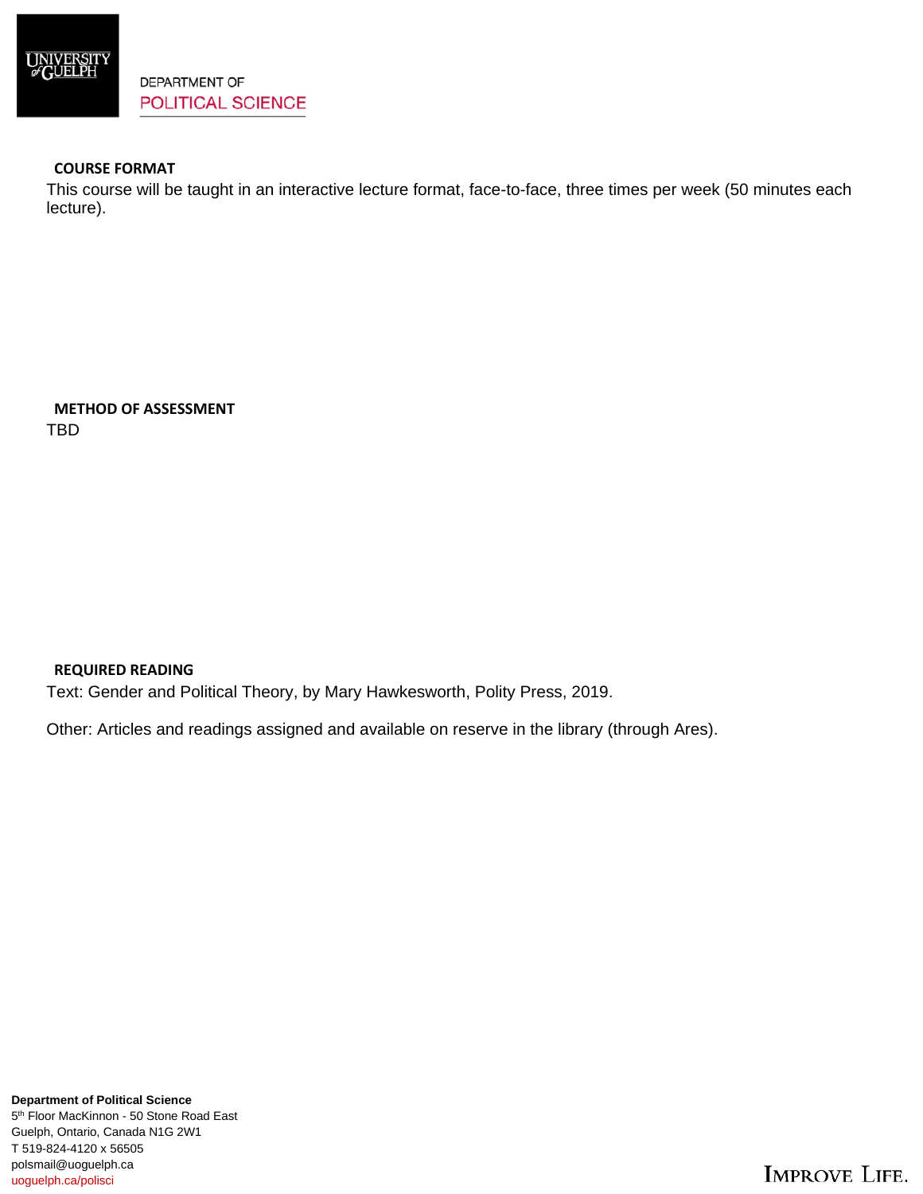## COURSE FORMAT

This course will be taught in an interactive lecture format, face-to-face, three times per week (50 minutes each lecture).

## METHOD OF ASSESSMENT

TBD

## REQUIRED READING

Text: Gender and Political Theory, by Mary Hawkesworth, Polity Press, 2019.

Other: Articles and readings assigned and available on reserve in the library (through Ares).